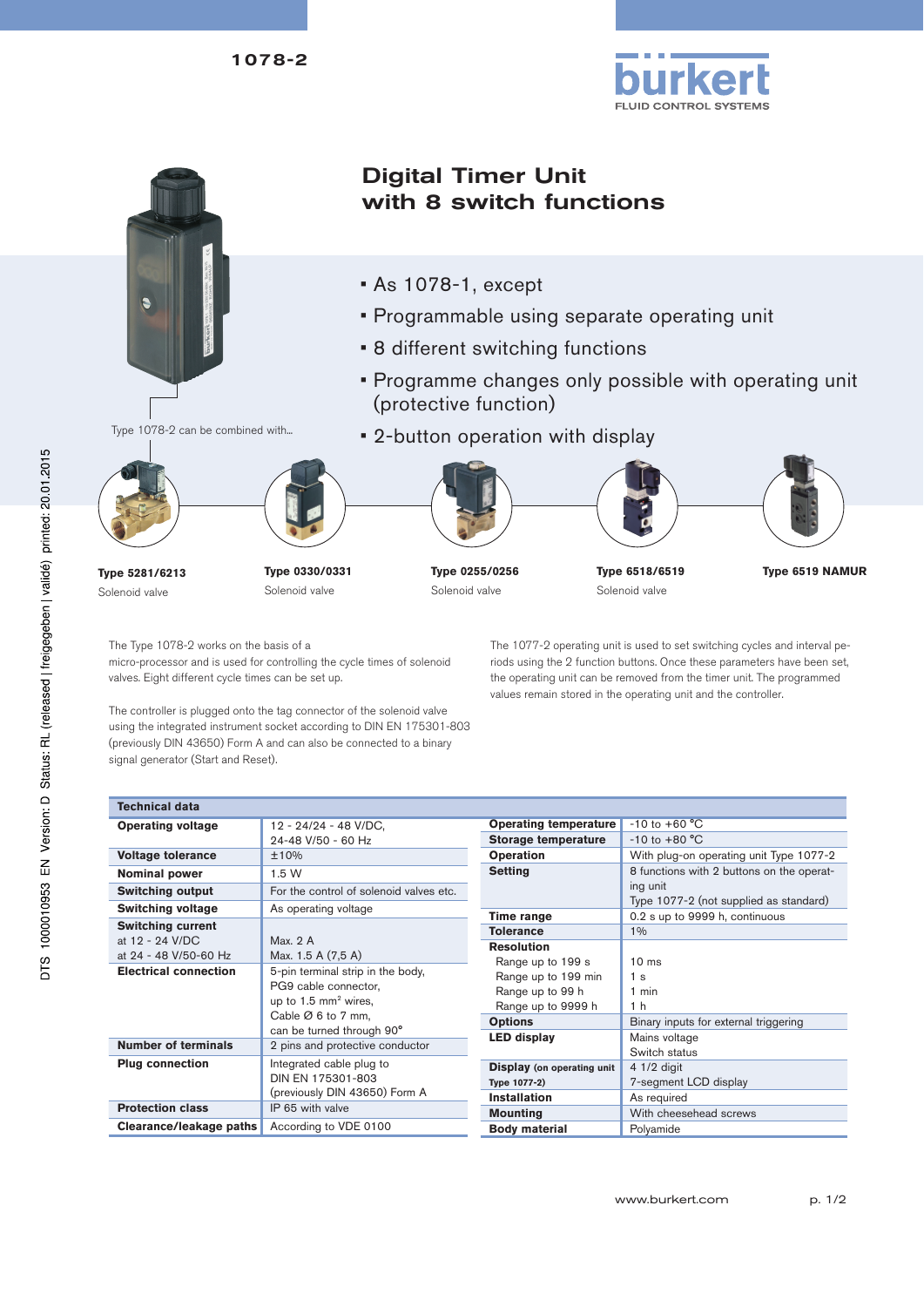1078-2

# Digital Timer Unit with 8 switch functions

- As 1078-1, except
- Programmable using separate operating unit
- 8 different switching functions
- Programme changes only possible with operating unit (protective function)
- 2-button operation with display

Type 1078-2 can be combined with...

**Type 5281/6213**
Solenoid valve

**Type 0330/0331**
Solenoid valve

**Type 0255/0256**
Solenoid valve

**Type 6518/6519**
Solenoid valve

**Type 6519 NAMUR**

The Type 1078-2 works on the basis of a micro-processor and is used for controlling the cycle times of solenoid valves. Eight different cycle times can be set up.

The controller is plugged onto the tag connector of the solenoid valve using the integrated instrument socket according to DIN EN 175301-803 (previously DIN 43650) Form A and can also be connected to a binary signal generator (Start and Reset).

The 1077-2 operating unit is used to set switching cycles and interval periods using the 2 function buttons. Once these parameters have been set, the operating unit can be removed from the timer unit. The programmed values remain stored in the operating unit and the controller.

| Technical data | |
|---|---|
| **Operating voltage** | 12 - 24/24 - 48 V/DC, 24-48 V/50 - 60 Hz |
| **Voltage tolerance** | ±10% |
| **Nominal power** | 1.5 W |
| **Switching output** | For the control of solenoid valves etc. |
| **Switching voltage** | As operating voltage |
| **Switching current** | |
| at 12 - 24 V/DC | Max. 2 A |
| at 24 - 48 V/50-60 Hz | Max. 1.5 A (7,5 A) |
| **Electrical connection** | 5-pin terminal strip in the body, PG9 cable connector, up to 1.5 mm² wires, Cable Ø 6 to 7 mm, can be turned through 90° |
| **Number of terminals** | 2 pins and protective conductor |
| **Plug connection** | Integrated cable plug to DIN EN 175301-803 (previously DIN 43650) Form A |
| **Protection class** | IP 65 with valve |
| **Clearance/leakage paths** | According to VDE 0100 |
| **Operating temperature** | -10 to +60 °C |
| **Storage temperature** | -10 to +80 °C |
| **Operation** | With plug-on operating unit Type 1077-2 |
| **Setting** | 8 functions with 2 buttons on the operating unit<br>Type 1077-2 (not supplied as standard) |
| **Time range** | 0.2 s up to 9999 h, continuous |
| **Tolerance** | 1% |
| **Resolution** | |
| Range up to 199 s | 10 ms |
| Range up to 199 min | 1 s |
| Range up to 99 h | 1 min |
| Range up to 9999 h | 1 h |
| **Options** | Binary inputs for external triggering |
| **LED display** | Mains voltage<br>Switch status |
| **Display (on operating unit Type 1077-2)** | 4 1/2 digit<br>7-segment LCD display |
| **Installation** | As required |
| **Mounting** | With cheesehead screws |
| **Body material** | Polyamide |

www.burkert.com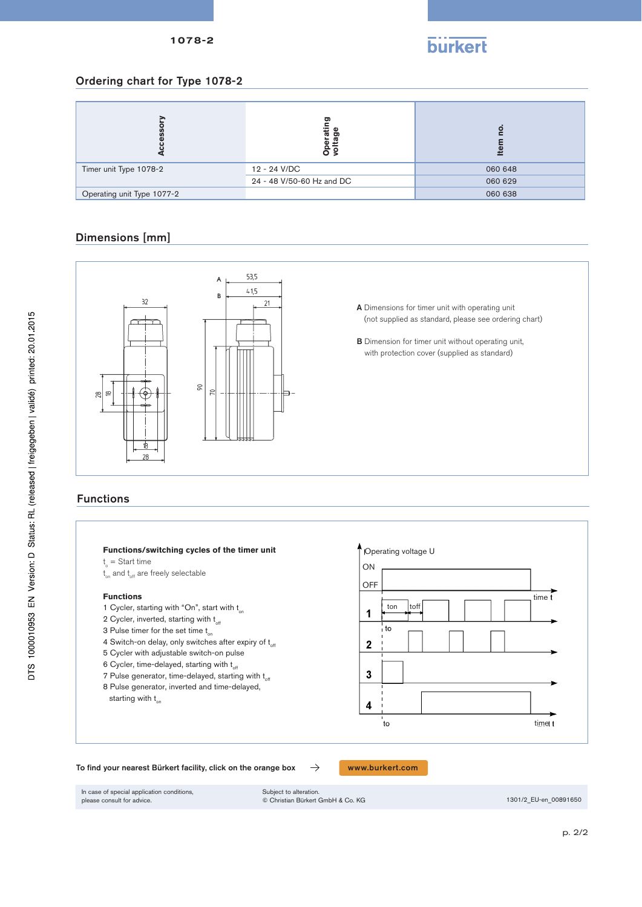## Ordering chart for Type 1078-2

| Accessory | Operating voltage | Item no. |
|---|---|---|
| Timer unit Type 1078-2 | 12 - 24 V/DC | 060 648 |
| | 24 - 48 V/50-60 Hz and DC | 060 629 |
| Operating unit Type 1077-2 | | 060 638 |

## Dimensions [mm]

A
B
53,5
41,5
21
32
28
18
90
70
18
28

**A** Dimensions for timer unit with operating unit (not supplied as standard, please see ordering chart)

**B** Dimension for timer unit without operating unit, with protection cover (supplied as standard)

## Functions

**Functions/switching cycles of the timer unit**

$t_o$ = Start time

$t_{on}$ and $t_{off}$ are freely selectable

**Functions**

1 Cycler, starting with "On", start with $t_{on}$
2 Cycler, inverted, starting with $t_{off}$
3 Pulse timer for the set time $t_{on}$
4 Switch-on delay, only switches after expiry of $t_{off}$
5 Cycler with adjustable switch-on pulse
6 Cycler, time-delayed, starting with $t_{off}$
7 Pulse generator, time-delayed, starting with $t_{off}$
8 Pulse generator, inverted and time-delayed, starting with $t_{on}$

Operating voltage U
ON
OFF
time t
ton
toff
1
to
2
3
4
to
time t

To find your nearest Bürkert facility, click on the orange box → **www.burkert.com**

In case of special application conditions, please consult for advice.

Subject to alteration.
© Christian Bürkert GmbH & Co. KG

1301/2_EU-en_00891650